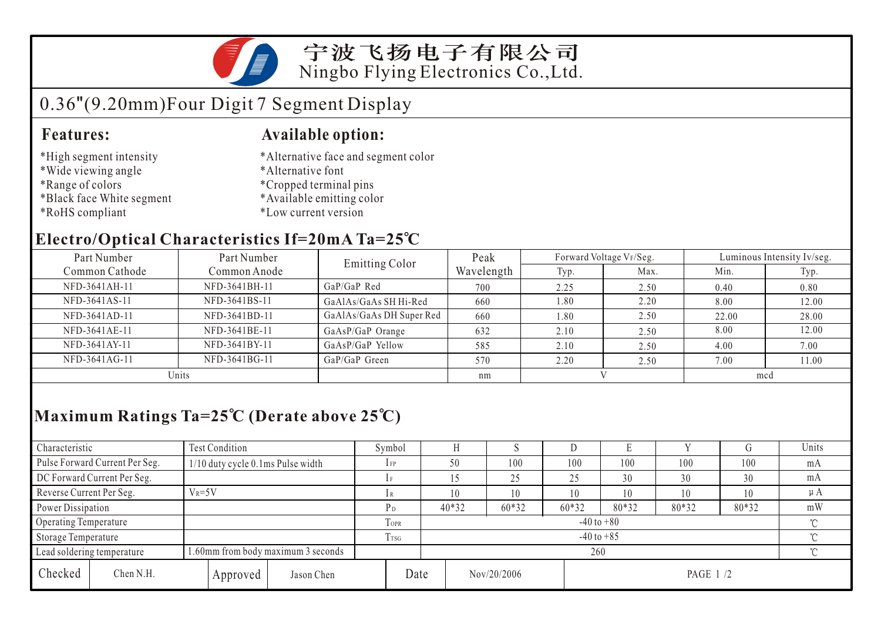# 宁波飞扬电子有限公司

Ningbo Flying Electronics Co.,Ltd.

## 0.36"(9.20mm)Four Digit 7 Segment Display

### Features:

- *High segment intensity
- *Wide viewing angle
- *Range of colors
- *Black face White segment
- *RoHS compliant

### Available option:

- *Alternative face and segment color
- *Alternative font
- *Cropped terminal pins
- *Available emitting color
- *Low current version

### Electro/Optical Characteristics If=20mA Ta=25℃

| Part Number Common Cathode | Part Number Common Anode | Emitting Color | Peak Wavelength | Forward Voltage $V_F$/Seg. | | Luminous Intensity Iv/seg. | |
|---|---|---|---|---|---|---|---|
| | | | | Typ. | Max. | Min. | Typ. |
| NFD-3641AH-11 | NFD-3641BH-11 | GaP/GaP Red | 700 | 2.25 | 2.50 | 0.40 | 0.80 |
| NFD-3641AS-11 | NFD-3641BS-11 | GaAlAs/GaAs SH Hi-Red | 660 | 1.80 | 2.20 | 8.00 | 12.00 |
| NFD-3641AD-11 | NFD-3641BD-11 | GaAlAs/GaAs DH Super Red | 660 | 1.80 | 2.50 | 22.00 | 28.00 |
| NFD-3641AE-11 | NFD-3641BE-11 | GaAsP/GaP Orange | 632 | 2.10 | 2.50 | 8.00 | 12.00 |
| NFD-3641AY-11 | NFD-3641BY-11 | GaAsP/GaP Yellow | 585 | 2.10 | 2.50 | 4.00 | 7.00 |
| NFD-3641AG-11 | NFD-3641BG-11 | GaP/GaP Green | 570 | 2.20 | 2.50 | 7.00 | 11.00 |
| Units | | | nm | V | | mcd | |

### Maximum Ratings Ta=25℃ (Derate above 25℃)

| Characteristic | Test Condition | Symbol | H | S | D | E | Y | G | Units |
|---|---|---|---|---|---|---|---|---|---|
| Pulse Forward Current Per Seg. | 1/10 duty cycle 0.1ms Pulse width | $I_{FP}$ | 50 | 100 | 100 | 100 | 100 | 100 | mA |
| DC Forward Current Per Seg. | | $I_F$ | 15 | 25 | 25 | 30 | 30 | 30 | mA |
| Reverse Current Per Seg. | $V_R$=5V | $I_R$ | 10 | 10 | 10 | 10 | 10 | 10 | μA |
| Power Dissipation | | $P_D$ | 40*32 | 60*32 | 60*32 | 80*32 | 80*32 | 80*32 | mW |
| Operating Temperature | | $T_{OPR}$ | -40 to +80 | | | | | | ℃ |
| Storage Temperature | | $T_{TSG}$ | -40 to +85 | | | | | | ℃ |
| Lead soldering temperature | 1.60mm from body maximum 3 seconds | | 260 | | | | | | ℃ |

| Checked | Chen N.H. | Approved | Jason Chen | Date | Nov/20/2006 |
|---|---|---|---|---|---|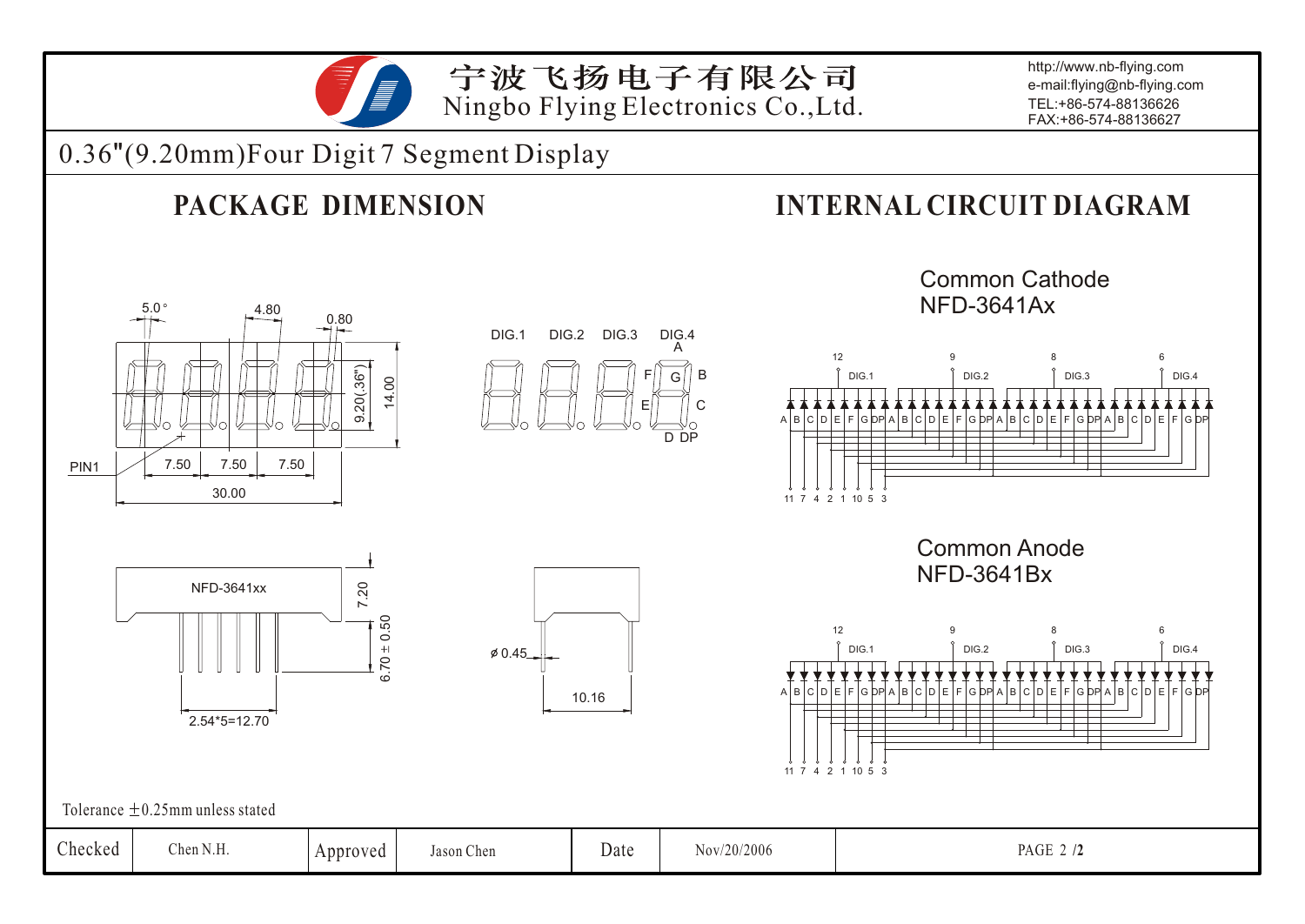宁波飞扬电子有限公司
Ningbo Flying Electronics Co.,Ltd.

http://www.nb-flying.com
e-mail:flying@nb-flying.com
TEL:+86-574-88136626
FAX:+86-574-88136627

# 0.36"(9.20mm)Four Digit 7 Segment Display

## PACKAGE DIMENSION

5.0°
4.80
0.80
9.20(.36")
14.00
PIN1
7.50
7.50
7.50
30.00

DIG.1 DIG.2 DIG.3 DIG.4
A
F G B
E C
D DP

NFD-3641xx
7.20
6.70 ± 0.50
2.54*5=12.70

ø 0.45
10.16

## INTERNAL CIRCUIT DIAGRAM

Common Cathode
NFD-3641Ax

12 9 8 6
DIG.1 DIG.2 DIG.3 DIG.4
A B C D E F G DP A B C D E F G DP A B C D E F G DP A B C D E F G DP
11 7 4 2 1 10 5 3

Common Anode
NFD-3641Bx

12 9 8 6
DIG.1 DIG.2 DIG.3 DIG.4
A B C D E F G DP A B C D E F G DP A B C D E F G DP A B C D E F G DP
11 7 4 2 1 10 5 3

Tolerance ±0.25mm unless stated

| | | | | | | |
|---|---|---|---|---|---|---|
| Checked | Chen N.H. | Approved | Jason Chen | Date | Nov/20/2006 | PAGE 2 /2 |